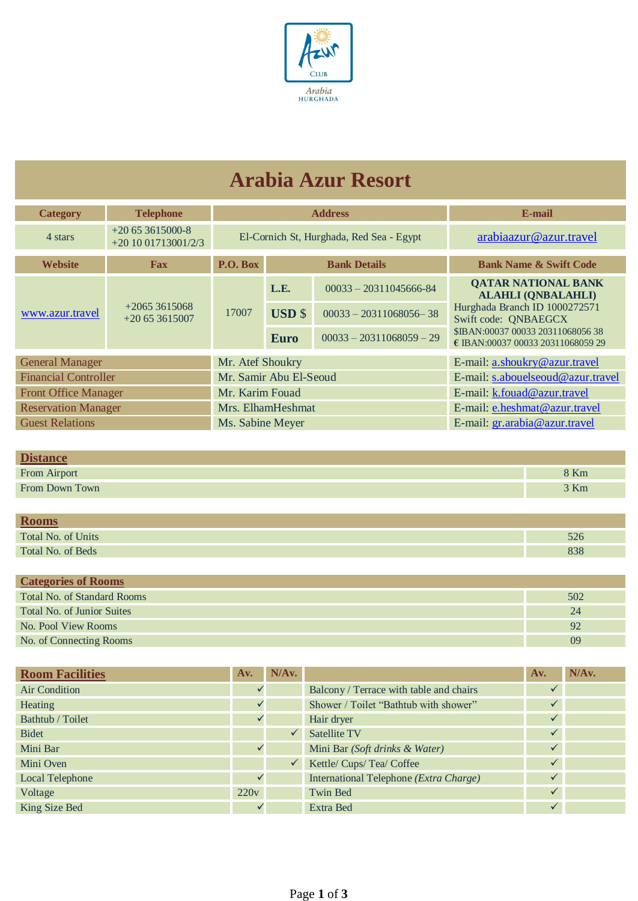Azur Club Arabia HURGHADA

# Arabia Azur Resort

| Category | Telephone | Address | E-mail |
|---|---|---|---|
| 4 stars | +20 65 3615000-8<br>+20 10 01713001/2/3 | El-Cornich St, Hurghada, Red Sea - Egypt | arabiaazur@azur.travel |

| Website | Fax | P.O. Box | Bank Details | | Bank Name & Swift Code |
|---|---|---|---|---|---|
| www.azur.travel | +2065 3615068<br>+20 65 3615007 | 17007 | **L.E.** | 00033 – 20311045666-84 | **QATAR NATIONAL BANK ALAHLI (QNBALAHLI)**<br>Hurghada Branch ID 1000272571<br>Swift code: QNBAEGCX<br>$IBAN:00037 00033 20311068056 38<br>€ IBAN:00037 00033 20311068059 29 |
| | | | **USD $** | 00033 – 20311068056– 38 | |
| | | | **Euro** | 00033 – 20311068059 – 29 | |

| Position | Name | E-mail |
|---|---|---|
| General Manager | Mr. Atef Shoukry | E-mail: a.shoukry@azur.travel |
| Financial Controller | Mr. Samir Abu El-Seoud | E-mail: s.abouelseoud@azur.travel |
| Front Office Manager | Mr. Karim Fouad | E-mail: k.fouad@azur.travel |
| Reservation Manager | Mrs. ElhamHeshmat | E-mail: e.heshmat@azur.travel |
| Guest Relations | Ms. Sabine Meyer | E-mail: gr.arabia@azur.travel |

| Distance | |
|---|---|
| From Airport | 8 Km |
| From Down Town | 3 Km |

| Rooms | |
|---|---|
| Total No. of Units | 526 |
| Total No. of Beds | 838 |

| Categories of Rooms | |
|---|---|
| Total No. of Standard Rooms | 502 |
| Total No. of Junior Suites | 24 |
| No. Pool View Rooms | 92 |
| No. of Connecting Rooms | 09 |

| Room Facilities | Av. | N/Av. | | Av. | N/Av. |
|---|---|---|---|---|---|
| Air Condition | ✓ | | Balcony / Terrace with table and chairs | ✓ | |
| Heating | ✓ | | Shower / Toilet "Bathtub with shower" | ✓ | |
| Bathtub / Toilet | ✓ | | Hair dryer | ✓ | |
| Bidet | | ✓ | Satellite TV | ✓ | |
| Mini Bar | ✓ | | Mini Bar *(Soft drinks & Water)* | ✓ | |
| Mini Oven | | ✓ | Kettle/ Cups/ Tea/ Coffee | ✓ | |
| Local Telephone | ✓ | | International Telephone *(Extra Charge)* | ✓ | |
| Voltage | 220v | | Twin Bed | ✓ | |
| King Size Bed | ✓ | | Extra Bed | ✓ | |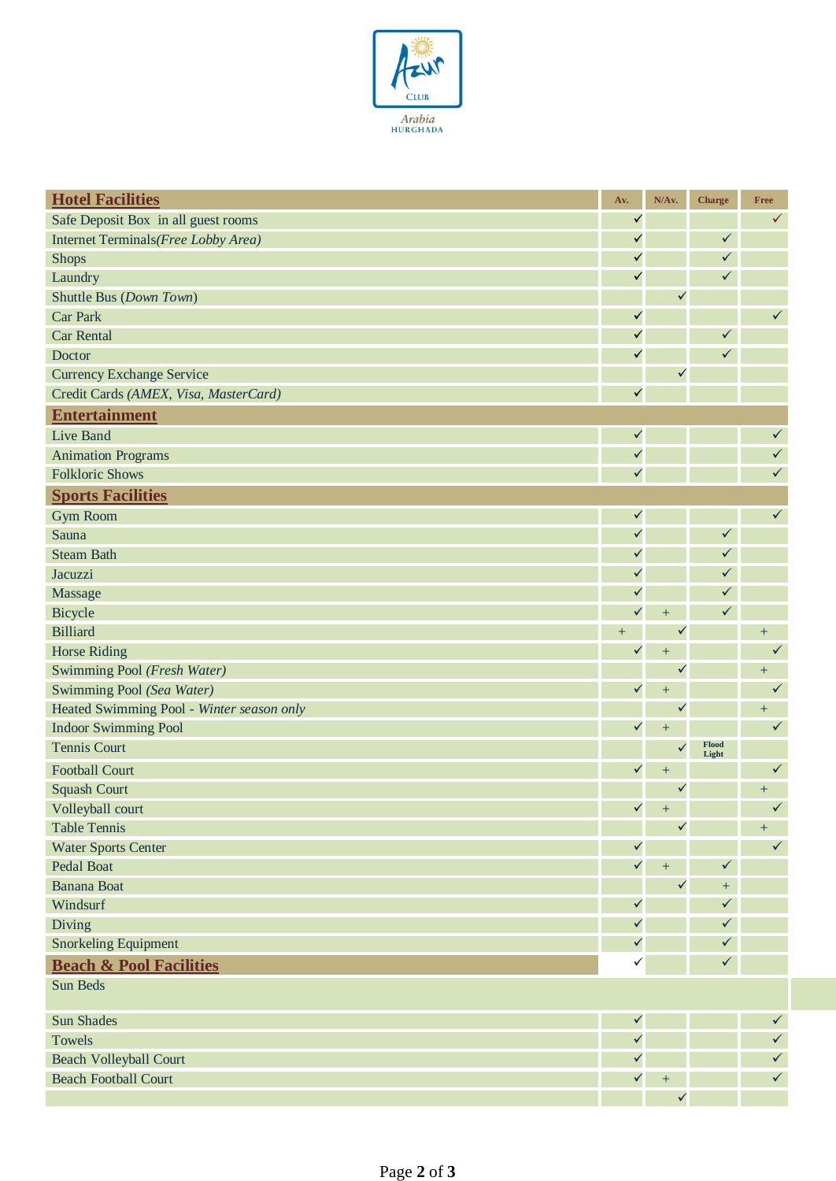Azur Club Arabia HURGHADA

| Hotel Facilities | Av. | N/Av. | Charge | Free |
|---|---|---|---|---|
| Safe Deposit Box in all guest rooms | ✓ | | | ✓ |
| Internet Terminals *(Free Lobby Area)* | ✓ | | ✓ | |
| Shops | ✓ | | ✓ | |
| Laundry | ✓ | | ✓ | |
| Shuttle Bus *(Down Town)* | | ✓ | | |
| Car Park | ✓ | | | ✓ |
| Car Rental | ✓ | | ✓ | |
| Doctor | ✓ | | ✓ | |
| Currency Exchange Service | | ✓ | | |
| Credit Cards *(AMEX, Visa, MasterCard)* | ✓ | | | |
| **Entertainment** | | | | |
| Live Band | ✓ | | | ✓ |
| Animation Programs | ✓ | | | ✓ |
| Folkloric Shows | ✓ | | | ✓ |
| **Sports Facilities** | | | | |
| Gym Room | ✓ | | | ✓ |
| Sauna | ✓ | | ✓ | |
| Steam Bath | ✓ | | ✓ | |
| Jacuzzi | ✓ | | ✓ | |
| Massage | ✓ | | ✓ | |
| Bicycle | ✓ | + | ✓ | |
| Billiard | + | ✓ | | + |
| Horse Riding | ✓ | + | | ✓ |
| Swimming Pool *(Fresh Water)* | | ✓ | | + |
| Swimming Pool *(Sea Water)* | ✓ | + | | ✓ |
| Heated Swimming Pool - *Winter season only* | | ✓ | | + |
| Indoor Swimming Pool | ✓ | + | | ✓ |
| Tennis Court | | ✓ | Flood Light | |
| Football Court | ✓ | + | | ✓ |
| Squash Court | | ✓ | | + |
| Volleyball court | ✓ | + | | ✓ |
| Table Tennis | | ✓ | | + |
| Water Sports Center | ✓ | | | ✓ |
| Pedal Boat | ✓ | + | ✓ | |
| Banana Boat | | ✓ | + | |
| Windsurf | ✓ | | ✓ | |
| Diving | ✓ | | ✓ | |
| Snorkeling Equipment | ✓ | | ✓ | |
| **Beach & Pool Facilities** | ✓ | | ✓ | |
| Sun Beds | | | | |
| Sun Shades | ✓ | | | ✓ |
| Towels | ✓ | | | ✓ |
| Beach Volleyball Court | ✓ | | | ✓ |
| Beach Football Court | ✓ | + | | ✓ |
| | | ✓ | | |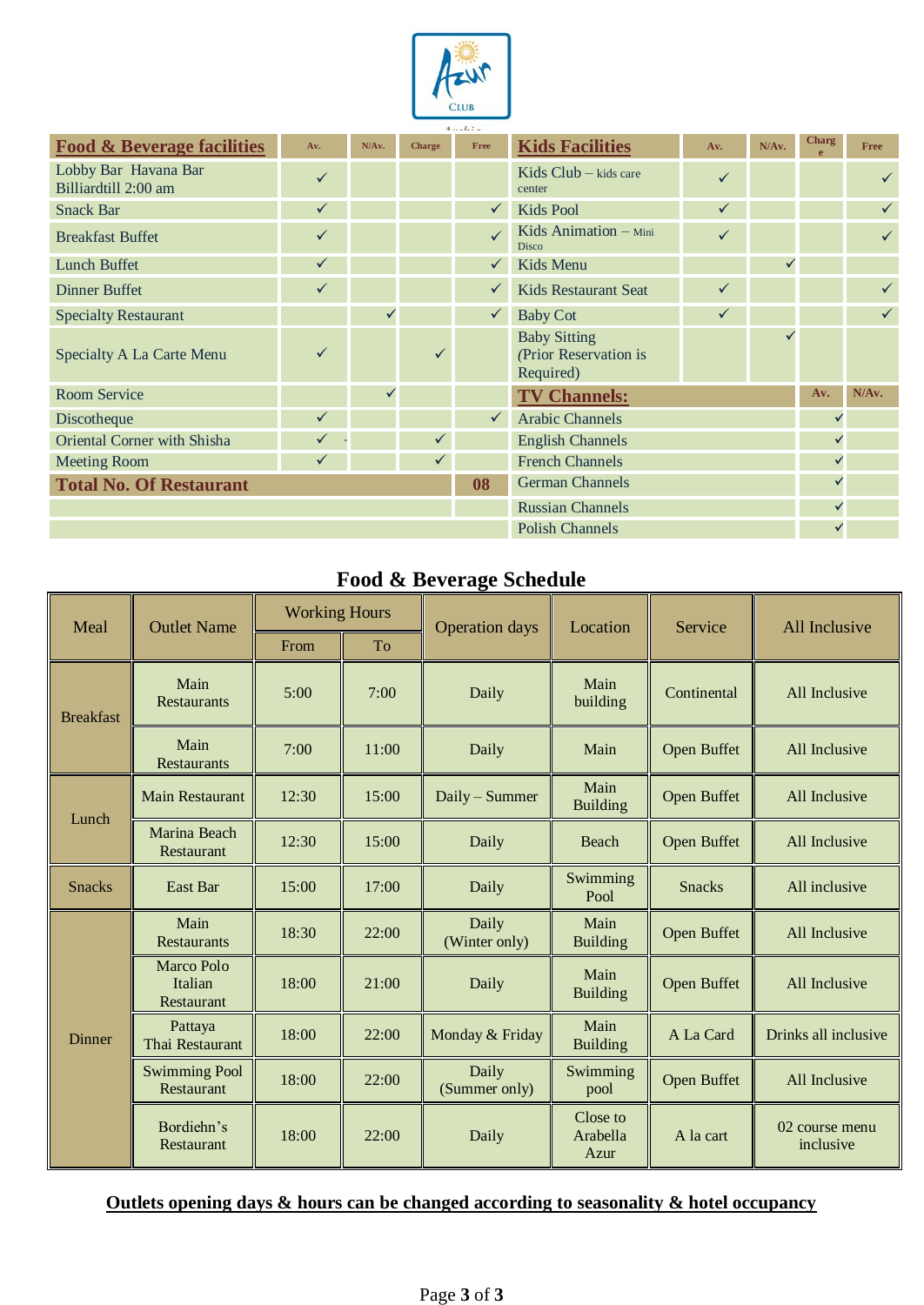| Food & Beverage facilities | Av. | N/Av. | Charge | Free |
|---|---|---|---|---|
| Lobby Bar Havana Bar Billiardtill 2:00 am | ✓ | | | |
| Snack Bar | ✓ | | | ✓ |
| Breakfast Buffet | ✓ | | | ✓ |
| Lunch Buffet | ✓ | | | ✓ |
| Dinner Buffet | ✓ | | | ✓ |
| Specialty Restaurant | | ✓ | | ✓ |
| Specialty A La Carte Menu | ✓ | | ✓ | |
| Room Service | | ✓ | | |
| Discotheque | ✓ | | | ✓ |
| Oriental Corner with Shisha | ✓ | | ✓ | |
| Meeting Room | ✓ | | ✓ | |
| **Total No. Of Restaurant** | | | | **08** |

| Kids Facilities | Av. | N/Av. | Charge | Free |
|---|---|---|---|---|
| Kids Club – kids care center | ✓ | | | ✓ |
| Kids Pool | ✓ | | | ✓ |
| Kids Animation – Mini Disco | ✓ | | | ✓ |
| Kids Menu | | ✓ | | |
| Kids Restaurant Seat | ✓ | | | ✓ |
| Baby Cot | ✓ | | | ✓ |
| Baby Sitting (Prior Reservation is Required) | | ✓ | | |

| TV Channels: | Av. | N/Av. |
|---|---|---|
| Arabic Channels | ✓ | |
| English Channels | ✓ | |
| French Channels | ✓ | |
| German Channels | ✓ | |
| Russian Channels | ✓ | |
| Polish Channels | ✓ | |

## Food & Beverage Schedule

| Meal | Outlet Name | Working Hours | | Operation days | Location | Service | All Inclusive |
|---|---|---|---|---|---|---|---|
| | | From | To | | | | |
| Breakfast | Main Restaurants | 5:00 | 7:00 | Daily | Main building | Continental | All Inclusive |
| | Main Restaurants | 7:00 | 11:00 | Daily | Main | Open Buffet | All Inclusive |
| Lunch | Main Restaurant | 12:30 | 15:00 | Daily – Summer | Main Building | Open Buffet | All Inclusive |
| | Marina Beach Restaurant | 12:30 | 15:00 | Daily | Beach | Open Buffet | All Inclusive |
| Snacks | East Bar | 15:00 | 17:00 | Daily | Swimming Pool | Snacks | All inclusive |
| Dinner | Main Restaurants | 18:30 | 22:00 | Daily (Winter only) | Main Building | Open Buffet | All Inclusive |
| | Marco Polo Italian Restaurant | 18:00 | 21:00 | Daily | Main Building | Open Buffet | All Inclusive |
| | Pattaya Thai Restaurant | 18:00 | 22:00 | Monday & Friday | Main Building | A La Card | Drinks all inclusive |
| | Swimming Pool Restaurant | 18:00 | 22:00 | Daily (Summer only) | Swimming pool | Open Buffet | All Inclusive |
| | Bordiehn's Restaurant | 18:00 | 22:00 | Daily | Close to Arabella Azur | A la cart | 02 course menu inclusive |

**Outlets opening days & hours can be changed according to seasonality & hotel occupancy**